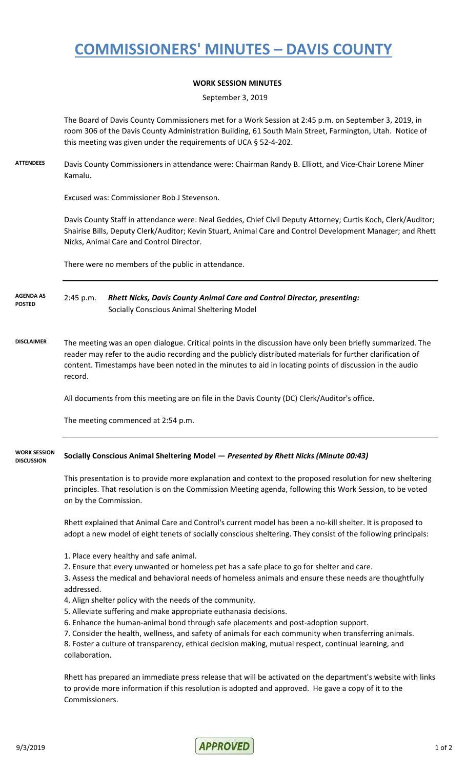# COMMISSIONERS' MINUTES – DAVIS COUNTY

**WORK SESSION MINUTES**

September 3, 2019

The Board of Davis County Commissioners met for a Work Session at 2:45 p.m. on September 3, 2019, in room 306 of the Davis County Administration Building, 61 South Main Street, Farmington, Utah. Notice of this meeting was given under the requirements of UCA § 52-4-202.

**ATTENDEES**

Davis County Commissioners in attendance were: Chairman Randy B. Elliott, and Vice-Chair Lorene Miner Kamalu.

Excused was: Commissioner Bob J Stevenson.

Davis County Staff in attendance were: Neal Geddes, Chief Civil Deputy Attorney; Curtis Koch, Clerk/Auditor; Shairise Bills, Deputy Clerk/Auditor; Kevin Stuart, Animal Care and Control Development Manager; and Rhett Nicks, Animal Care and Control Director.

There were no members of the public in attendance.

**AGENDA AS POSTED**

2:45 p.m. ***Rhett Nicks, Davis County Animal Care and Control Director, presenting:***
Socially Conscious Animal Sheltering Model

**DISCLAIMER**

The meeting was an open dialogue. Critical points in the discussion have only been briefly summarized. The reader may refer to the audio recording and the publicly distributed materials for further clarification of content. Timestamps have been noted in the minutes to aid in locating points of discussion in the audio record.

All documents from this meeting are on file in the Davis County (DC) Clerk/Auditor's office.

The meeting commenced at 2:54 p.m.

**WORK SESSION DISCUSSION**

**Socially Conscious Animal Sheltering Model — *Presented by Rhett Nicks (Minute 00:43)***

This presentation is to provide more explanation and context to the proposed resolution for new sheltering principles. That resolution is on the Commission Meeting agenda, following this Work Session, to be voted on by the Commission.

Rhett explained that Animal Care and Control's current model has been a no-kill shelter. It is proposed to adopt a new model of eight tenets of socially conscious sheltering. They consist of the following principals:

1. Place every healthy and safe animal.
2. Ensure that every unwanted or homeless pet has a safe place to go for shelter and care.
3. Assess the medical and behavioral needs of homeless animals and ensure these needs are thoughtfully addressed.
4. Align shelter policy with the needs of the community.
5. Alleviate suffering and make appropriate euthanasia decisions.
6. Enhance the human-animal bond through safe placements and post-adoption support.
7. Consider the health, wellness, and safety of animals for each community when transferring animals.
8. Foster a culture of transparency, ethical decision making, mutual respect, continual learning, and collaboration.

Rhett has prepared an immediate press release that will be activated on the department's website with links to provide more information if this resolution is adopted and approved. He gave a copy of it to the Commissioners.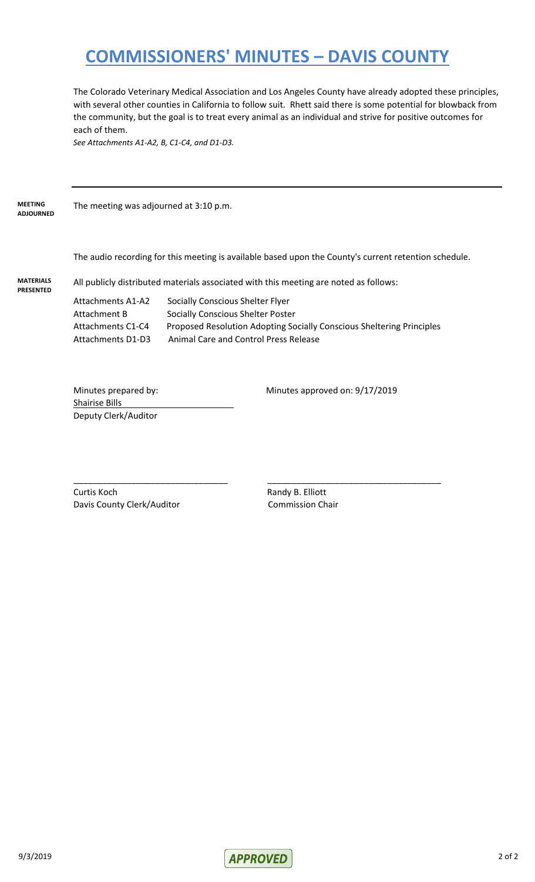# COMMISSIONERS' MINUTES – DAVIS COUNTY

The Colorado Veterinary Medical Association and Los Angeles County have already adopted these principles, with several other counties in California to follow suit. Rhett said there is some potential for blowback from the community, but the goal is to treat every animal as an individual and strive for positive outcomes for each of them.

*See Attachments A1-A2, B, C1-C4, and D1-D3.*

---

**MEETING ADJOURNED**

The meeting was adjourned at 3:10 p.m.

The audio recording for this meeting is available based upon the County's current retention schedule.

**MATERIALS PRESENTED**

All publicly distributed materials associated with this meeting are noted as follows:

| | |
|---|---|
| Attachments A1-A2 | Socially Conscious Shelter Flyer |
| Attachment B | Socially Conscious Shelter Poster |
| Attachments C1-C4 | Proposed Resolution Adopting Socially Conscious Sheltering Principles |
| Attachments D1-D3 | Animal Care and Control Press Release |

Minutes prepared by: Shairise Bills
Deputy Clerk/Auditor

Minutes approved on: 9/17/2019

\_\_\_\_\_\_\_\_\_\_\_\_\_\_\_\_\_\_\_\_\_\_\_\_\_\_\_\_\_\_\_\_
Curtis Koch
Davis County Clerk/Auditor

\_\_\_\_\_\_\_\_\_\_\_\_\_\_\_\_\_\_\_\_\_\_\_\_\_\_\_\_\_\_\_\_
Randy B. Elliott
Commission Chair

9/3/2019

APPROVED